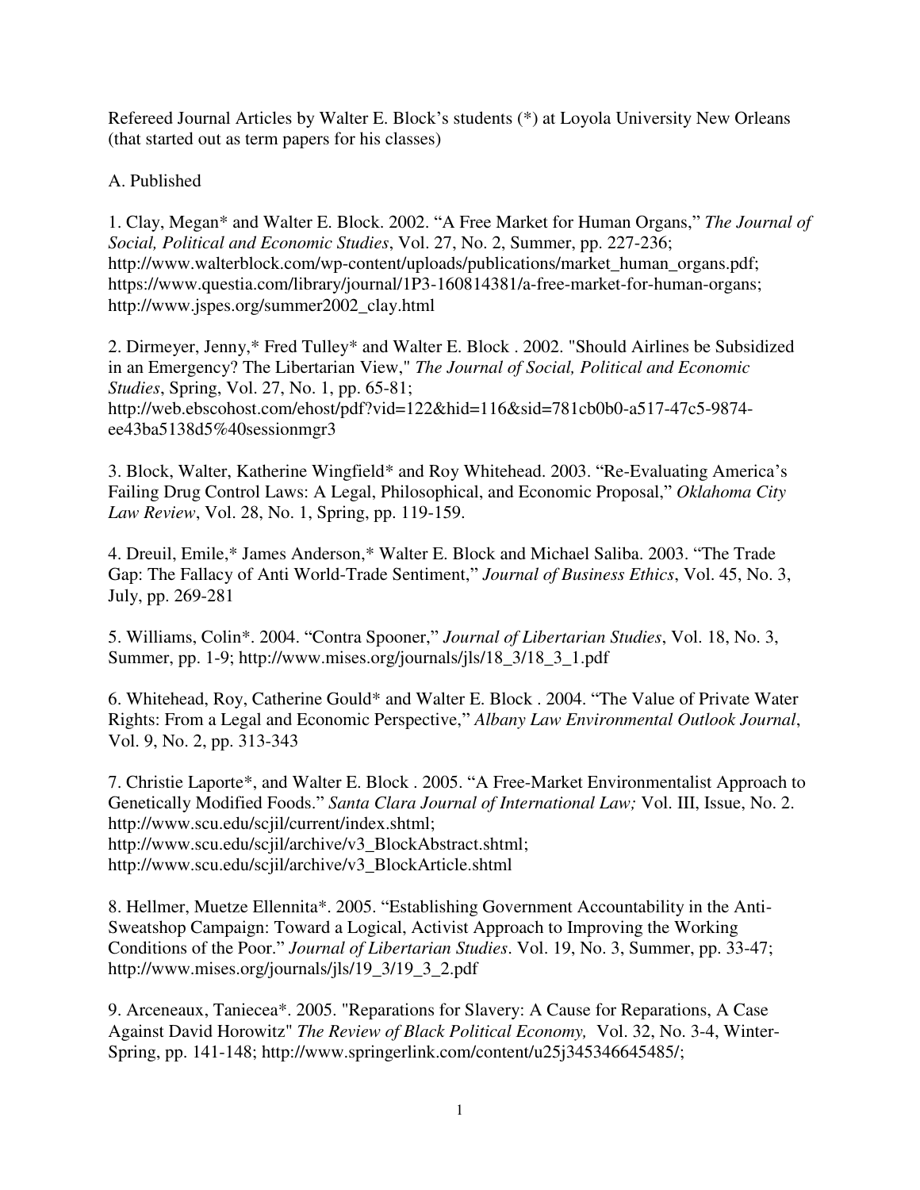Refereed Journal Articles by Walter E. Block's students (*) at Loyola University New Orleans (that started out as term papers for his classes)

A. Published

1. Clay, Megan* and Walter E. Block. 2002. "A Free Market for Human Organs," *The Journal of Social, Political and Economic Studies*, Vol. 27, No. 2, Summer, pp. 227-236; http://www.walterblock.com/wp-content/uploads/publications/market_human_organs.pdf; https://www.questia.com/library/journal/1P3-160814381/a-free-market-for-human-organs; http://www.jspes.org/summer2002_clay.html

2. Dirmeyer, Jenny,* Fred Tulley* and Walter E. Block . 2002. "Should Airlines be Subsidized in an Emergency? The Libertarian View," *The Journal of Social, Political and Economic Studies*, Spring, Vol. 27, No. 1, pp. 65-81; http://web.ebscohost.com/ehost/pdf?vid=122&hid=116&sid=781cb0b0-a517-47c5-9874-ee43ba5138d5%40sessionmgr3

3. Block, Walter, Katherine Wingfield* and Roy Whitehead. 2003. "Re-Evaluating America's Failing Drug Control Laws: A Legal, Philosophical, and Economic Proposal," *Oklahoma City Law Review*, Vol. 28, No. 1, Spring, pp. 119-159.

4. Dreuil, Emile,* James Anderson,* Walter E. Block and Michael Saliba. 2003. "The Trade Gap: The Fallacy of Anti World-Trade Sentiment," *Journal of Business Ethics*, Vol. 45, No. 3, July, pp. 269-281

5. Williams, Colin*. 2004. "Contra Spooner," *Journal of Libertarian Studies*, Vol. 18, No. 3, Summer, pp. 1-9; http://www.mises.org/journals/jls/18_3/18_3_1.pdf

6. Whitehead, Roy, Catherine Gould* and Walter E. Block . 2004. "The Value of Private Water Rights: From a Legal and Economic Perspective," *Albany Law Environmental Outlook Journal*, Vol. 9, No. 2, pp. 313-343

7. Christie Laporte*, and Walter E. Block . 2005. "A Free-Market Environmentalist Approach to Genetically Modified Foods." *Santa Clara Journal of International Law;* Vol. III, Issue, No. 2. http://www.scu.edu/scjil/current/index.shtml; http://www.scu.edu/scjil/archive/v3_BlockAbstract.shtml; http://www.scu.edu/scjil/archive/v3_BlockArticle.shtml

8. Hellmer, Muetze Ellennita*. 2005. "Establishing Government Accountability in the Anti-Sweatshop Campaign: Toward a Logical, Activist Approach to Improving the Working Conditions of the Poor." *Journal of Libertarian Studies*. Vol. 19, No. 3, Summer, pp. 33-47; http://www.mises.org/journals/jls/19_3/19_3_2.pdf

9. Arceneaux, Taniecea*. 2005. "Reparations for Slavery: A Cause for Reparations, A Case Against David Horowitz" *The Review of Black Political Economy,* Vol. 32, No. 3-4, Winter-Spring, pp. 141-148; http://www.springerlink.com/content/u25j345346645485/;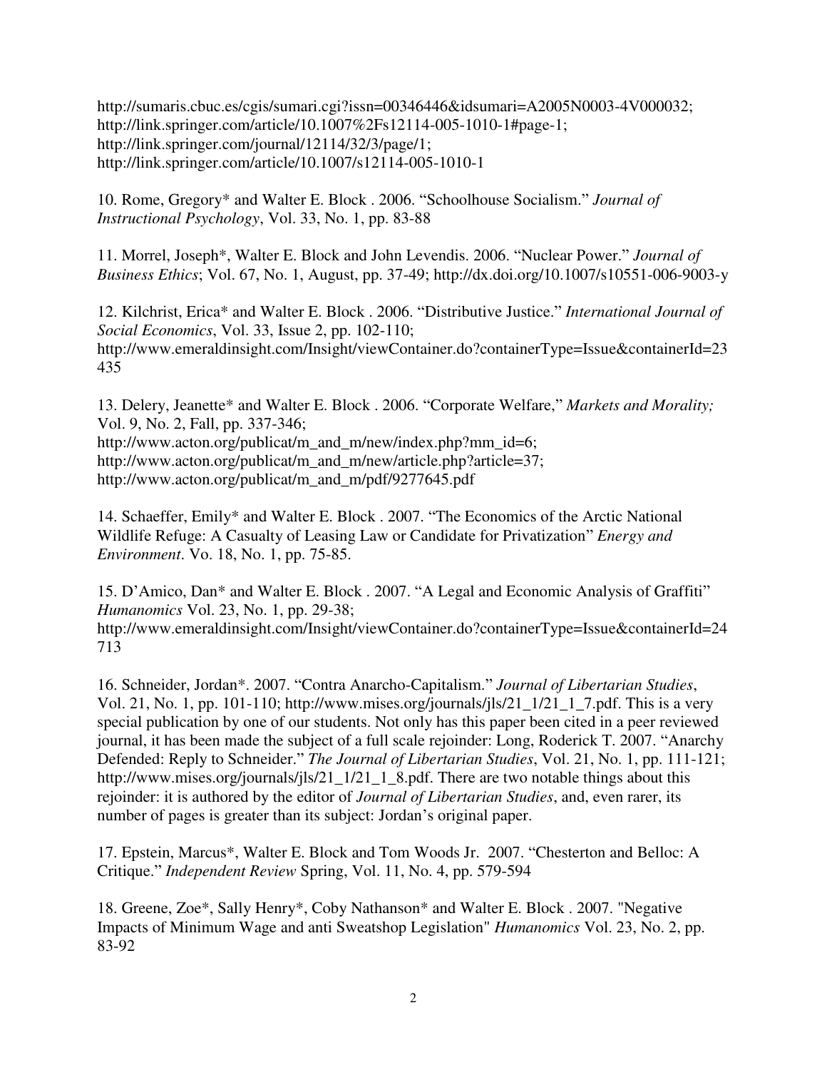http://sumaris.cbuc.es/cgis/sumari.cgi?issn=00346446&idsumari=A2005N0003-4V000032;
http://link.springer.com/article/10.1007%2Fs12114-005-1010-1#page-1;
http://link.springer.com/journal/12114/32/3/page/1;
http://link.springer.com/article/10.1007/s12114-005-1010-1

10. Rome, Gregory* and Walter E. Block . 2006. "Schoolhouse Socialism." *Journal of Instructional Psychology*, Vol. 33, No. 1, pp. 83-88

11. Morrel, Joseph*, Walter E. Block and John Levendis. 2006. "Nuclear Power." *Journal of Business Ethics*; Vol. 67, No. 1, August, pp. 37-49; http://dx.doi.org/10.1007/s10551-006-9003-y

12. Kilchrist, Erica* and Walter E. Block . 2006. "Distributive Justice." *International Journal of Social Economics*, Vol. 33, Issue 2, pp. 102-110;
http://www.emeraldinsight.com/Insight/viewContainer.do?containerType=Issue&containerId=23435

13. Delery, Jeanette* and Walter E. Block . 2006. "Corporate Welfare," *Markets and Morality;* Vol. 9, No. 2, Fall, pp. 337-346;
http://www.acton.org/publicat/m_and_m/new/index.php?mm_id=6;
http://www.acton.org/publicat/m_and_m/new/article.php?article=37;
http://www.acton.org/publicat/m_and_m/pdf/9277645.pdf

14. Schaeffer, Emily* and Walter E. Block . 2007. "The Economics of the Arctic National Wildlife Refuge: A Casualty of Leasing Law or Candidate for Privatization" *Energy and Environment*. Vo. 18, No. 1, pp. 75-85.

15. D'Amico, Dan* and Walter E. Block . 2007. "A Legal and Economic Analysis of Graffiti" *Humanomics* Vol. 23, No. 1, pp. 29-38;
http://www.emeraldinsight.com/Insight/viewContainer.do?containerType=Issue&containerId=24713

16. Schneider, Jordan*. 2007. "Contra Anarcho-Capitalism." *Journal of Libertarian Studies*, Vol. 21, No. 1, pp. 101-110; http://www.mises.org/journals/jls/21_1/21_1_7.pdf. This is a very special publication by one of our students. Not only has this paper been cited in a peer reviewed journal, it has been made the subject of a full scale rejoinder: Long, Roderick T. 2007. "Anarchy Defended: Reply to Schneider." *The Journal of Libertarian Studies*, Vol. 21, No. 1, pp. 111-121; http://www.mises.org/journals/jls/21_1/21_1_8.pdf. There are two notable things about this rejoinder: it is authored by the editor of *Journal of Libertarian Studies*, and, even rarer, its number of pages is greater than its subject: Jordan's original paper.

17. Epstein, Marcus*, Walter E. Block and Tom Woods Jr. 2007. "Chesterton and Belloc: A Critique." *Independent Review* Spring, Vol. 11, No. 4, pp. 579-594

18. Greene, Zoe*, Sally Henry*, Coby Nathanson* and Walter E. Block . 2007. "Negative Impacts of Minimum Wage and anti Sweatshop Legislation" *Humanomics* Vol. 23, No. 2, pp. 83-92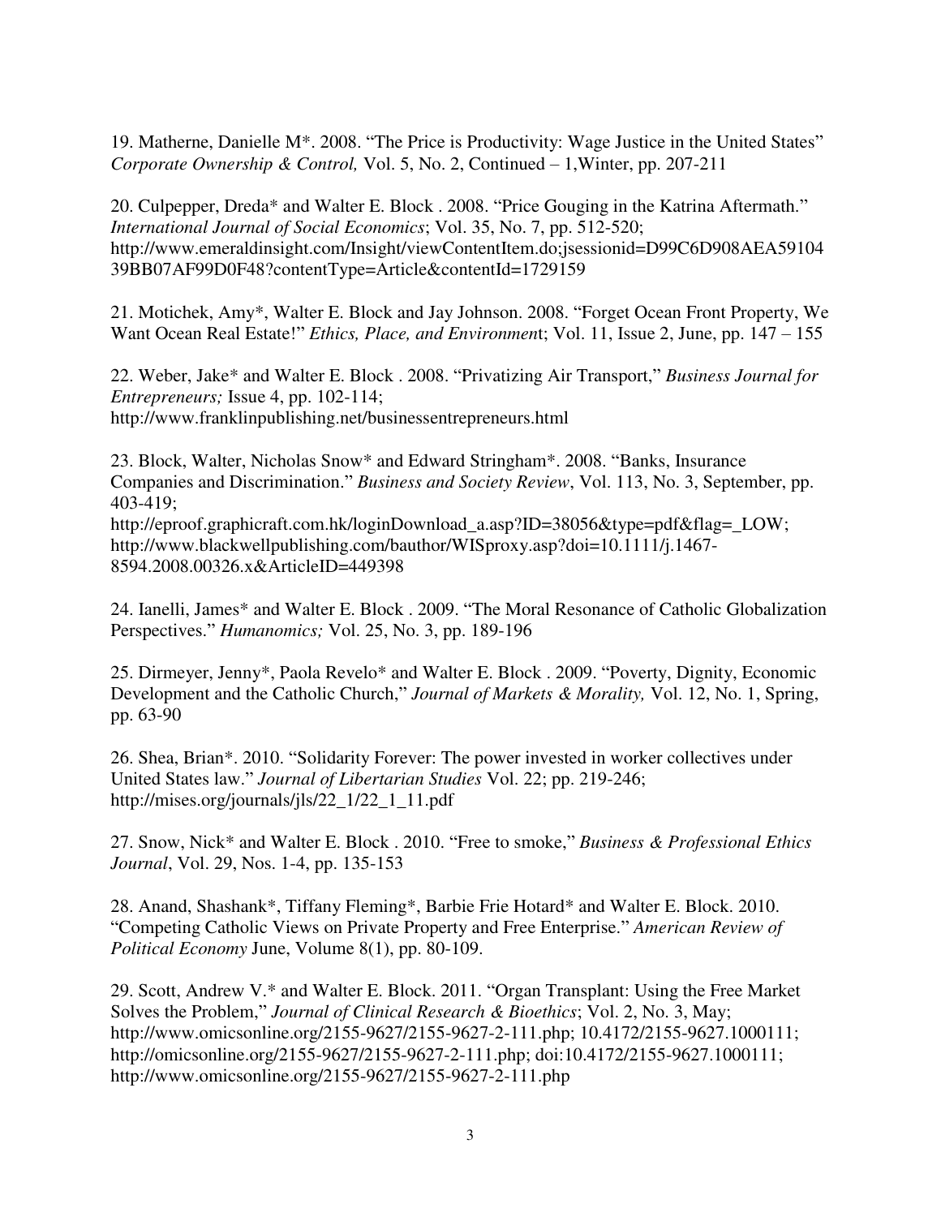19. Matherne, Danielle M*. 2008. "The Price is Productivity: Wage Justice in the United States" *Corporate Ownership & Control,* Vol. 5, No. 2, Continued – 1,Winter, pp. 207-211

20. Culpepper, Dreda* and Walter E. Block . 2008. "Price Gouging in the Katrina Aftermath." *International Journal of Social Economics*; Vol. 35, No. 7, pp. 512-520; http://www.emeraldinsight.com/Insight/viewContentItem.do;jsessionid=D99C6D908AEA59104 39BB07AF99D0F48?contentType=Article&contentId=1729159

21. Motichek, Amy*, Walter E. Block and Jay Johnson. 2008. "Forget Ocean Front Property, We Want Ocean Real Estate!" *Ethics, Place, and Environment*; Vol. 11, Issue 2, June, pp. 147 – 155

22. Weber, Jake* and Walter E. Block . 2008. "Privatizing Air Transport," *Business Journal for Entrepreneurs;* Issue 4, pp. 102-114; http://www.franklinpublishing.net/businessentrepreneurs.html

23. Block, Walter, Nicholas Snow* and Edward Stringham*. 2008. "Banks, Insurance Companies and Discrimination." *Business and Society Review*, Vol. 113, No. 3, September, pp. 403-419; http://eproof.graphicraft.com.hk/loginDownload_a.asp?ID=38056&type=pdf&flag=_LOW; http://www.blackwellpublishing.com/bauthor/WISproxy.asp?doi=10.1111/j.1467-8594.2008.00326.x&ArticleID=449398

24. Ianelli, James* and Walter E. Block . 2009. "The Moral Resonance of Catholic Globalization Perspectives." *Humanomics;* Vol. 25, No. 3, pp. 189-196

25. Dirmeyer, Jenny*, Paola Revelo* and Walter E. Block . 2009. "Poverty, Dignity, Economic Development and the Catholic Church," *Journal of Markets & Morality,* Vol. 12, No. 1, Spring, pp. 63-90

26. Shea, Brian*. 2010. "Solidarity Forever: The power invested in worker collectives under United States law." *Journal of Libertarian Studies* Vol. 22; pp. 219-246; http://mises.org/journals/jls/22_1/22_1_11.pdf

27. Snow, Nick* and Walter E. Block . 2010. "Free to smoke," *Business & Professional Ethics Journal*, Vol. 29, Nos. 1-4, pp. 135-153

28. Anand, Shashank*, Tiffany Fleming*, Barbie Frie Hotard* and Walter E. Block. 2010. "Competing Catholic Views on Private Property and Free Enterprise." *American Review of Political Economy* June, Volume 8(1), pp. 80-109.

29. Scott, Andrew V.* and Walter E. Block. 2011. "Organ Transplant: Using the Free Market Solves the Problem," *Journal of Clinical Research & Bioethics*; Vol. 2, No. 3, May; http://www.omicsonline.org/2155-9627/2155-9627-2-111.php; 10.4172/2155-9627.1000111; http://omicsonline.org/2155-9627/2155-9627-2-111.php; doi:10.4172/2155-9627.1000111; http://www.omicsonline.org/2155-9627/2155-9627-2-111.php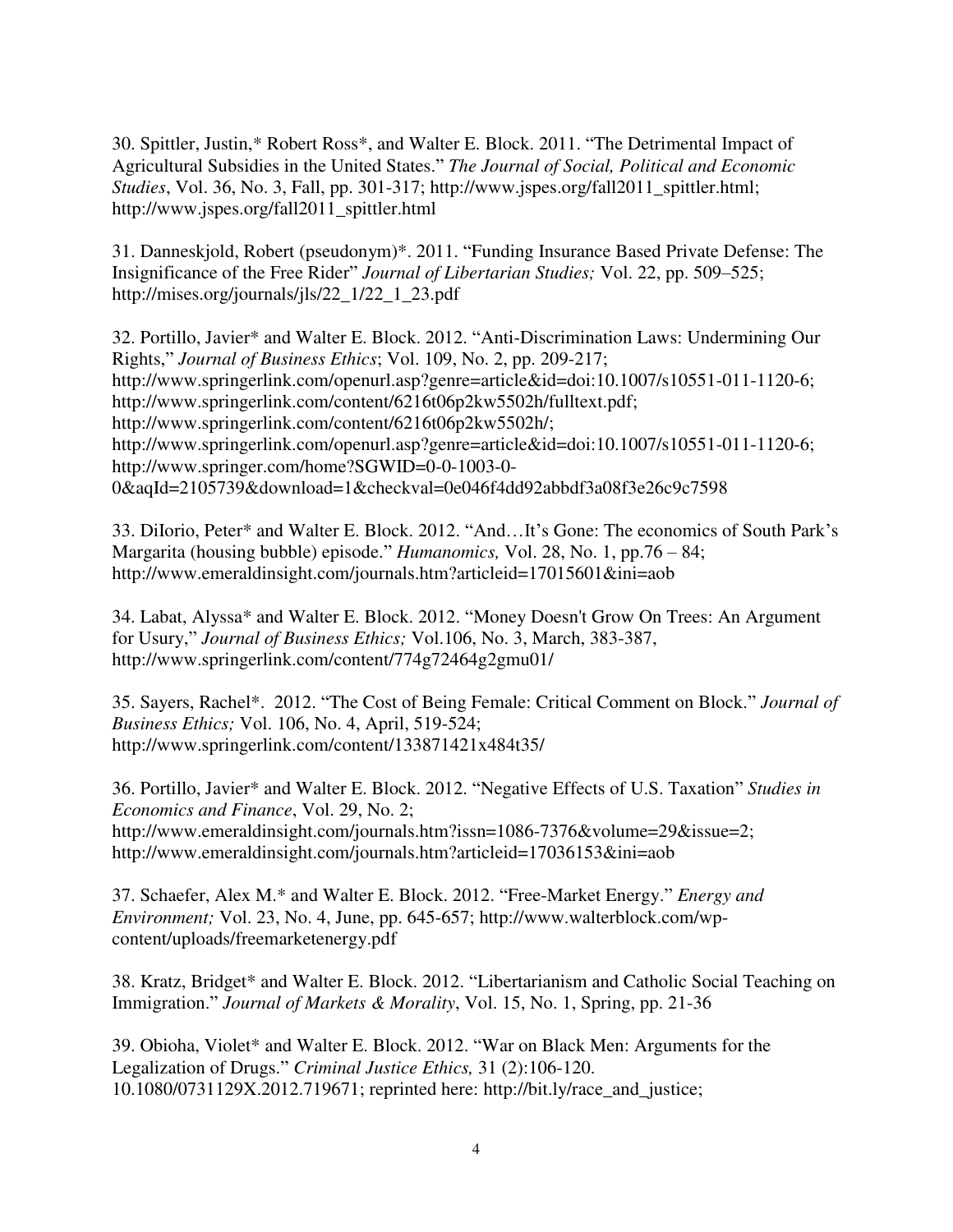30. Spittler, Justin,* Robert Ross*, and Walter E. Block. 2011. "The Detrimental Impact of Agricultural Subsidies in the United States." *The Journal of Social, Political and Economic Studies*, Vol. 36, No. 3, Fall, pp. 301-317; http://www.jspes.org/fall2011_spittler.html; http://www.jspes.org/fall2011_spittler.html

31. Danneskjold, Robert (pseudonym)*. 2011. "Funding Insurance Based Private Defense: The Insignificance of the Free Rider" *Journal of Libertarian Studies;* Vol. 22, pp. 509–525; http://mises.org/journals/jls/22_1/22_1_23.pdf

32. Portillo, Javier* and Walter E. Block. 2012. "Anti-Discrimination Laws: Undermining Our Rights," *Journal of Business Ethics*; Vol. 109, No. 2, pp. 209-217; http://www.springerlink.com/openurl.asp?genre=article&id=doi:10.1007/s10551-011-1120-6; http://www.springerlink.com/content/6216t06p2kw5502h/fulltext.pdf; http://www.springerlink.com/content/6216t06p2kw5502h/; http://www.springerlink.com/openurl.asp?genre=article&id=doi:10.1007/s10551-011-1120-6; http://www.springer.com/home?SGWID=0-0-1003-0-0&aqId=2105739&download=1&checkval=0e046f4dd92abbdf3a08f3e26c9c7598

33. DiIorio, Peter* and Walter E. Block. 2012. "And…It's Gone: The economics of South Park's Margarita (housing bubble) episode." *Humanomics,* Vol. 28, No. 1, pp.76 – 84; http://www.emeraldinsight.com/journals.htm?articleid=17015601&ini=aob

34. Labat, Alyssa* and Walter E. Block. 2012. "Money Doesn't Grow On Trees: An Argument for Usury," *Journal of Business Ethics;* Vol.106, No. 3, March, 383-387, http://www.springerlink.com/content/774g72464g2gmu01/

35. Sayers, Rachel*. 2012. "The Cost of Being Female: Critical Comment on Block." *Journal of Business Ethics;* Vol. 106, No. 4, April, 519-524; http://www.springerlink.com/content/133871421x484t35/

36. Portillo, Javier* and Walter E. Block. 2012. "Negative Effects of U.S. Taxation" *Studies in Economics and Finance*, Vol. 29, No. 2; http://www.emeraldinsight.com/journals.htm?issn=1086-7376&volume=29&issue=2; http://www.emeraldinsight.com/journals.htm?articleid=17036153&ini=aob

37. Schaefer, Alex M.* and Walter E. Block. 2012. "Free-Market Energy." *Energy and Environment;* Vol. 23, No. 4, June, pp. 645-657; http://www.walterblock.com/wp-content/uploads/freemarketenergy.pdf

38. Kratz, Bridget* and Walter E. Block. 2012. "Libertarianism and Catholic Social Teaching on Immigration." *Journal of Markets & Morality*, Vol. 15, No. 1, Spring, pp. 21-36

39. Obioha, Violet* and Walter E. Block. 2012. "War on Black Men: Arguments for the Legalization of Drugs." *Criminal Justice Ethics,* 31 (2):106-120. 10.1080/0731129X.2012.719671; reprinted here: http://bit.ly/race_and_justice;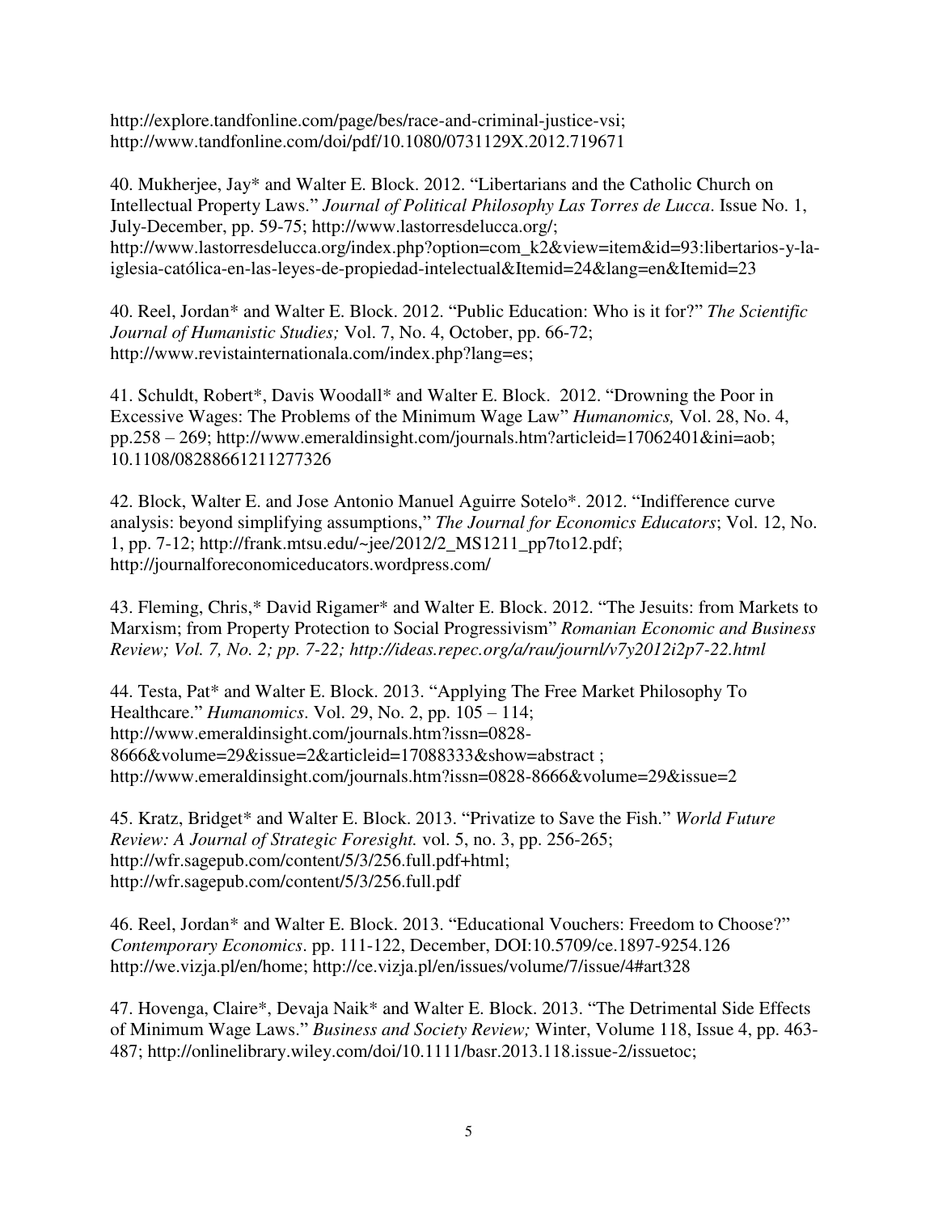http://explore.tandfonline.com/page/bes/race-and-criminal-justice-vsi; http://www.tandfonline.com/doi/pdf/10.1080/0731129X.2012.719671

40. Mukherjee, Jay* and Walter E. Block. 2012. "Libertarians and the Catholic Church on Intellectual Property Laws." *Journal of Political Philosophy Las Torres de Lucca*. Issue No. 1, July-December, pp. 59-75; http://www.lastorresdelucca.org/; http://www.lastorresdelucca.org/index.php?option=com_k2&view=item&id=93:libertarios-y-la-iglesia-católica-en-las-leyes-de-propiedad-intelectual&Itemid=24&lang=en&Itemid=23

40. Reel, Jordan* and Walter E. Block. 2012. "Public Education: Who is it for?" *The Scientific Journal of Humanistic Studies;* Vol. 7, No. 4, October, pp. 66-72; http://www.revistainternationala.com/index.php?lang=es;

41. Schuldt, Robert*, Davis Woodall* and Walter E. Block. 2012. "Drowning the Poor in Excessive Wages: The Problems of the Minimum Wage Law" *Humanomics,* Vol. 28, No. 4, pp.258 – 269; http://www.emeraldinsight.com/journals.htm?articleid=17062401&ini=aob; 10.1108/08288661211277326

42. Block, Walter E. and Jose Antonio Manuel Aguirre Sotelo*. 2012. "Indifference curve analysis: beyond simplifying assumptions," *The Journal for Economics Educators*; Vol. 12, No. 1, pp. 7-12; http://frank.mtsu.edu/~jee/2012/2_MS1211_pp7to12.pdf; http://journalforeconomiceducators.wordpress.com/

43. Fleming, Chris,* David Rigamer* and Walter E. Block. 2012. "The Jesuits: from Markets to Marxism; from Property Protection to Social Progressivism" *Romanian Economic and Business Review; Vol. 7, No. 2; pp. 7-22; http://ideas.repec.org/a/rau/journl/v7y2012i2p7-22.html*

44. Testa, Pat* and Walter E. Block. 2013. "Applying The Free Market Philosophy To Healthcare." *Humanomics*. Vol. 29, No. 2, pp. 105 – 114; http://www.emeraldinsight.com/journals.htm?issn=0828-8666&volume=29&issue=2&articleid=17088333&show=abstract ; http://www.emeraldinsight.com/journals.htm?issn=0828-8666&volume=29&issue=2

45. Kratz, Bridget* and Walter E. Block. 2013. "Privatize to Save the Fish." *World Future Review: A Journal of Strategic Foresight.* vol. 5, no. 3, pp. 256-265; http://wfr.sagepub.com/content/5/3/256.full.pdf+html; http://wfr.sagepub.com/content/5/3/256.full.pdf

46. Reel, Jordan* and Walter E. Block. 2013. "Educational Vouchers: Freedom to Choose?" *Contemporary Economics*. pp. 111-122, December, DOI:10.5709/ce.1897-9254.126 http://we.vizja.pl/en/home; http://ce.vizja.pl/en/issues/volume/7/issue/4#art328

47. Hovenga, Claire*, Devaja Naik* and Walter E. Block. 2013. "The Detrimental Side Effects of Minimum Wage Laws." *Business and Society Review;* Winter, Volume 118, Issue 4, pp. 463-487; http://onlinelibrary.wiley.com/doi/10.1111/basr.2013.118.issue-2/issuetoc;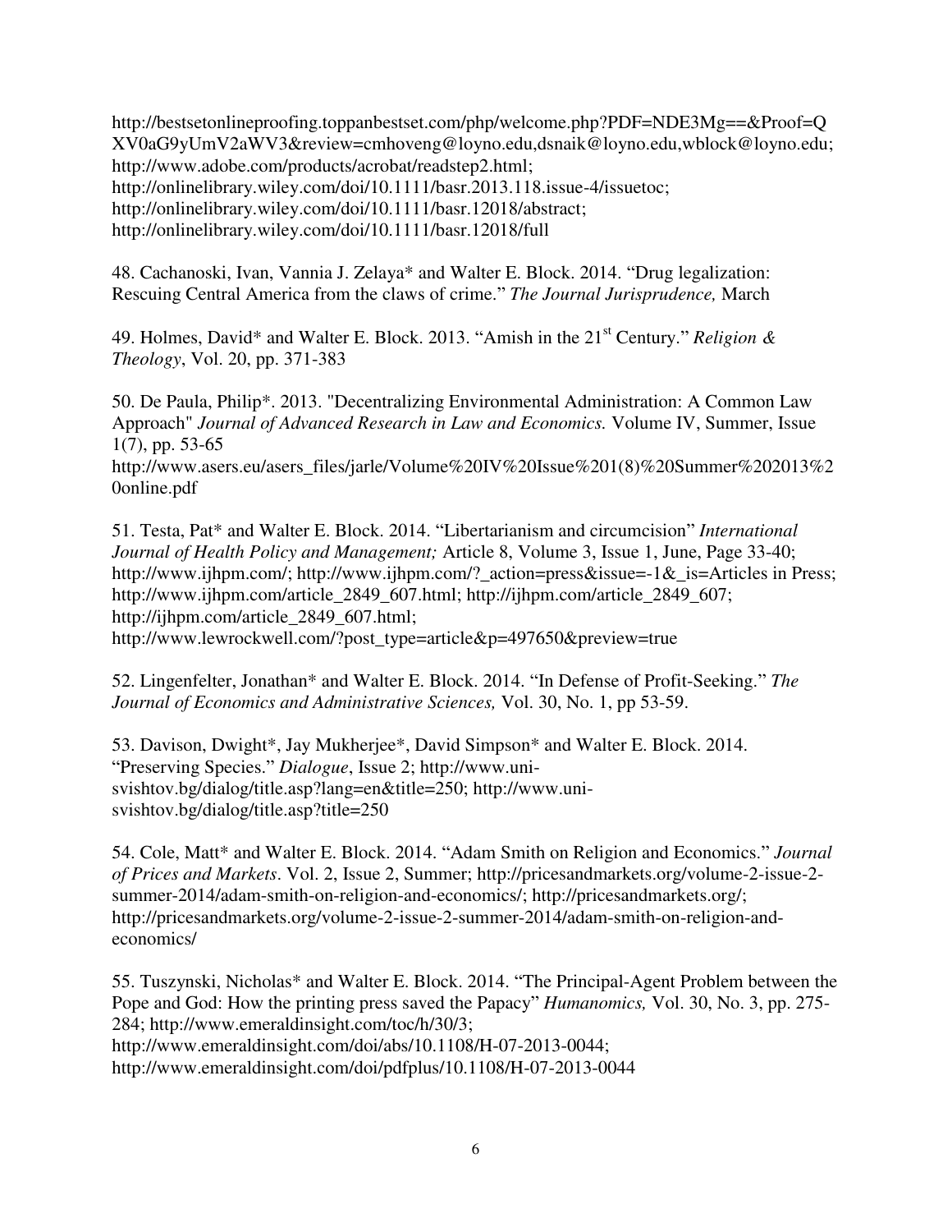http://bestsetonlineproofing.toppanbestset.com/php/welcome.php?PDF=NDE3Mg==&Proof=QXV0aG9yUmV2aWV3&review=cmhoveng@loyno.edu,dsnaik@loyno.edu,wblock@loyno.edu; http://www.adobe.com/products/acrobat/readstep2.html; http://onlinelibrary.wiley.com/doi/10.1111/basr.2013.118.issue-4/issuetoc; http://onlinelibrary.wiley.com/doi/10.1111/basr.12018/abstract; http://onlinelibrary.wiley.com/doi/10.1111/basr.12018/full

48. Cachanoski, Ivan, Vannia J. Zelaya* and Walter E. Block. 2014. "Drug legalization: Rescuing Central America from the claws of crime." *The Journal Jurisprudence,* March

49. Holmes, David* and Walter E. Block. 2013. "Amish in the 21st Century." *Religion & Theology*, Vol. 20, pp. 371-383

50. De Paula, Philip*. 2013. "Decentralizing Environmental Administration: A Common Law Approach" *Journal of Advanced Research in Law and Economics.* Volume IV, Summer, Issue 1(7), pp. 53-65 http://www.asers.eu/asers_files/jarle/Volume%20IV%20Issue%201(8)%20Summer%202013%20online.pdf

51. Testa, Pat* and Walter E. Block. 2014. "Libertarianism and circumcision" *International Journal of Health Policy and Management;* Article 8, Volume 3, Issue 1, June, Page 33-40; http://www.ijhpm.com/; http://www.ijhpm.com/?_action=press&issue=-1&_is=Articles in Press; http://www.ijhpm.com/article_2849_607.html; http://ijhpm.com/article_2849_607; http://ijhpm.com/article_2849_607.html; http://www.lewrockwell.com/?post_type=article&p=497650&preview=true

52. Lingenfelter, Jonathan* and Walter E. Block. 2014. "In Defense of Profit-Seeking." *The Journal of Economics and Administrative Sciences,* Vol. 30, No. 1, pp 53-59.

53. Davison, Dwight*, Jay Mukherjee*, David Simpson* and Walter E. Block. 2014. "Preserving Species." *Dialogue*, Issue 2; http://www.uni-svishtov.bg/dialog/title.asp?lang=en&title=250; http://www.uni-svishtov.bg/dialog/title.asp?title=250

54. Cole, Matt* and Walter E. Block. 2014. "Adam Smith on Religion and Economics." *Journal of Prices and Markets*. Vol. 2, Issue 2, Summer; http://pricesandmarkets.org/volume-2-issue-2-summer-2014/adam-smith-on-religion-and-economics/; http://pricesandmarkets.org/; http://pricesandmarkets.org/volume-2-issue-2-summer-2014/adam-smith-on-religion-and-economics/

55. Tuszynski, Nicholas* and Walter E. Block. 2014. "The Principal-Agent Problem between the Pope and God: How the printing press saved the Papacy" *Humanomics,* Vol. 30, No. 3, pp. 275-284; http://www.emeraldinsight.com/toc/h/30/3; http://www.emeraldinsight.com/doi/abs/10.1108/H-07-2013-0044; http://www.emeraldinsight.com/doi/pdfplus/10.1108/H-07-2013-0044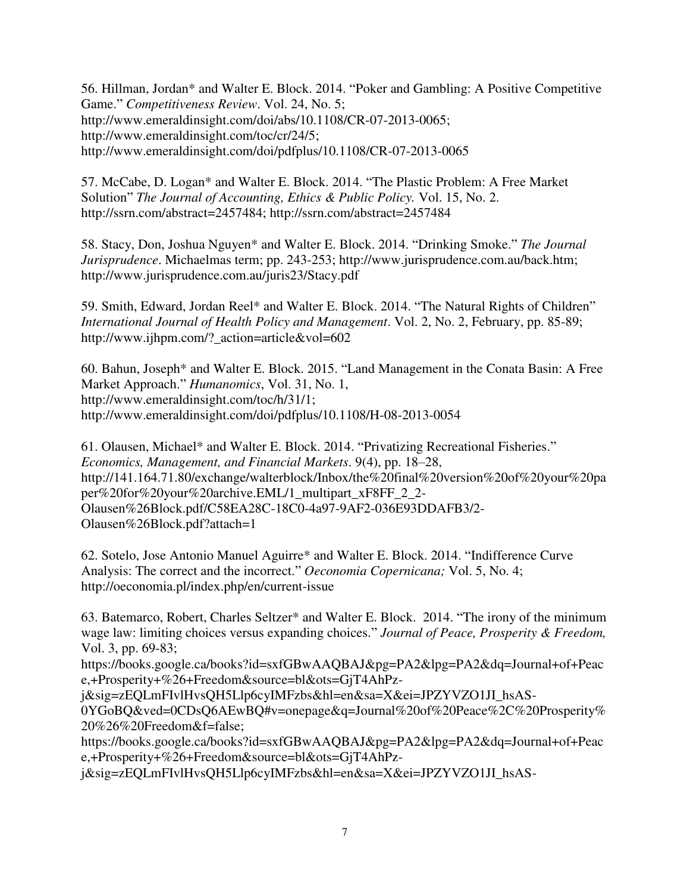56. Hillman, Jordan* and Walter E. Block. 2014. "Poker and Gambling: A Positive Competitive Game." *Competitiveness Review*. Vol. 24, No. 5; http://www.emeraldinsight.com/doi/abs/10.1108/CR-07-2013-0065; http://www.emeraldinsight.com/toc/cr/24/5; http://www.emeraldinsight.com/doi/pdfplus/10.1108/CR-07-2013-0065

57. McCabe, D. Logan* and Walter E. Block. 2014. "The Plastic Problem: A Free Market Solution" *The Journal of Accounting, Ethics & Public Policy.* Vol. 15, No. 2. http://ssrn.com/abstract=2457484; http://ssrn.com/abstract=2457484

58. Stacy, Don, Joshua Nguyen* and Walter E. Block. 2014. "Drinking Smoke." *The Journal Jurisprudence*. Michaelmas term; pp. 243-253; http://www.jurisprudence.com.au/back.htm; http://www.jurisprudence.com.au/juris23/Stacy.pdf

59. Smith, Edward, Jordan Reel* and Walter E. Block. 2014. "The Natural Rights of Children" *International Journal of Health Policy and Management*. Vol. 2, No. 2, February, pp. 85-89; http://www.ijhpm.com/?_action=article&vol=602

60. Bahun, Joseph* and Walter E. Block. 2015. "Land Management in the Conata Basin: A Free Market Approach." *Humanomics*, Vol. 31, No. 1, http://www.emeraldinsight.com/toc/h/31/1; http://www.emeraldinsight.com/doi/pdfplus/10.1108/H-08-2013-0054

61. Olausen, Michael* and Walter E. Block. 2014. "Privatizing Recreational Fisheries." *Economics, Management, and Financial Markets*. 9(4), pp. 18–28, http://141.164.71.80/exchange/walterblock/Inbox/the%20final%20version%20of%20your%20paper%20for%20your%20archive.EML/1_multipart_xF8FF_2_2-Olausen%26Block.pdf/C58EA28C-18C0-4a97-9AF2-036E93DDAFB3/2-Olausen%26Block.pdf?attach=1

62. Sotelo, Jose Antonio Manuel Aguirre* and Walter E. Block. 2014. "Indifference Curve Analysis: The correct and the incorrect." *Oeconomia Copernicana;* Vol. 5, No. 4; http://oeconomia.pl/index.php/en/current-issue

63. Batemarco, Robert, Charles Seltzer* and Walter E. Block. 2014. "The irony of the minimum wage law: limiting choices versus expanding choices." *Journal of Peace, Prosperity & Freedom,* Vol. 3, pp. 69-83; https://books.google.ca/books?id=sxfGBwAAQBAJ&pg=PA2&lpg=PA2&dq=Journal+of+Peace,+Prosperity+%26+Freedom&source=bl&ots=GjT4AhPz-j&sig=zEQLmFIvlHvsQH5Llp6cyIMFzbs&hl=en&sa=X&ei=JPZYVZO1JI_hsAS-0YGoBQ&ved=0CDsQ6AEwBQ#v=onepage&q=Journal%20of%20Peace%2C%20Prosperity%20%26%20Freedom&f=false; https://books.google.ca/books?id=sxfGBwAAQBAJ&pg=PA2&lpg=PA2&dq=Journal+of+Peace,+Prosperity+%26+Freedom&source=bl&ots=GjT4AhPz-j&sig=zEQLmFIvlHvsQH5Llp6cyIMFzbs&hl=en&sa=X&ei=JPZYVZO1JI_hsAS-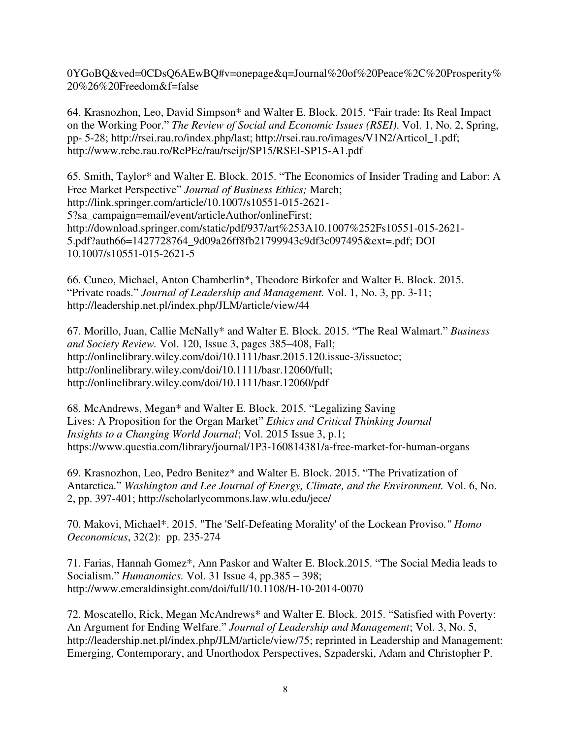0YGoBQ&ved=0CDsQ6AEwBQ#v=onepage&q=Journal%20of%20Peace%2C%20Prosperity%20%26%20Freedom&f=false

64. Krasnozhon, Leo, David Simpson* and Walter E. Block. 2015. “Fair trade: Its Real Impact on the Working Poor.” *The Review of Social and Economic Issues (RSEI).* Vol. 1, No. 2, Spring, pp- 5-28; http://rsei.rau.ro/index.php/last; http://rsei.rau.ro/images/V1N2/Articol_1.pdf; http://www.rebe.rau.ro/RePEc/rau/rseijr/SP15/RSEI-SP15-A1.pdf

65. Smith, Taylor* and Walter E. Block. 2015. “The Economics of Insider Trading and Labor: A Free Market Perspective” *Journal of Business Ethics;* March; http://link.springer.com/article/10.1007/s10551-015-2621-5?sa_campaign=email/event/articleAuthor/onlineFirst; http://download.springer.com/static/pdf/937/art%253A10.1007%252Fs10551-015-2621-5.pdf?auth66=1427728764_9d09a26ff8fb21799943c9df3c097495&ext=.pdf; DOI 10.1007/s10551-015-2621-5

66. Cuneo, Michael, Anton Chamberlin*, Theodore Birkofer and Walter E. Block. 2015. “Private roads.” *Journal of Leadership and Management.* Vol. 1, No. 3, pp. 3-11; http://leadership.net.pl/index.php/JLM/article/view/44

67. Morillo, Juan, Callie McNally* and Walter E. Block. 2015. “The Real Walmart.” *Business and Society Review.* Vol. 120, Issue 3, pages 385–408, Fall; http://onlinelibrary.wiley.com/doi/10.1111/basr.2015.120.issue-3/issuetoc; http://onlinelibrary.wiley.com/doi/10.1111/basr.12060/full; http://onlinelibrary.wiley.com/doi/10.1111/basr.12060/pdf

68. McAndrews, Megan* and Walter E. Block. 2015. “Legalizing Saving Lives: A Proposition for the Organ Market” *Ethics and Critical Thinking Journal Insights to a Changing World Journal*; Vol. 2015 Issue 3, p.1; https://www.questia.com/library/journal/1P3-160814381/a-free-market-for-human-organs

69. Krasnozhon, Leo, Pedro Benitez* and Walter E. Block. 2015. “The Privatization of Antarctica.” *Washington and Lee Journal of Energy, Climate, and the Environment.* Vol. 6, No. 2, pp. 397-401; http://scholarlycommons.law.wlu.edu/jece/

70. Makovi, Michael*. 2015. "The 'Self-Defeating Morality' of the Lockean Proviso*." Homo Oeconomicus*, 32(2): pp. 235-274

71. Farias, Hannah Gomez*, Ann Paskor and Walter E. Block.2015. “The Social Media leads to Socialism.” *Humanomics.* Vol. 31 Issue 4, pp.385 – 398; http://www.emeraldinsight.com/doi/full/10.1108/H-10-2014-0070

72. Moscatello, Rick, Megan McAndrews* and Walter E. Block. 2015. “Satisfied with Poverty: An Argument for Ending Welfare.” *Journal of Leadership and Management*; Vol. 3, No. 5, http://leadership.net.pl/index.php/JLM/article/view/75; reprinted in Leadership and Management: Emerging, Contemporary, and Unorthodox Perspectives, Szpaderski, Adam and Christopher P.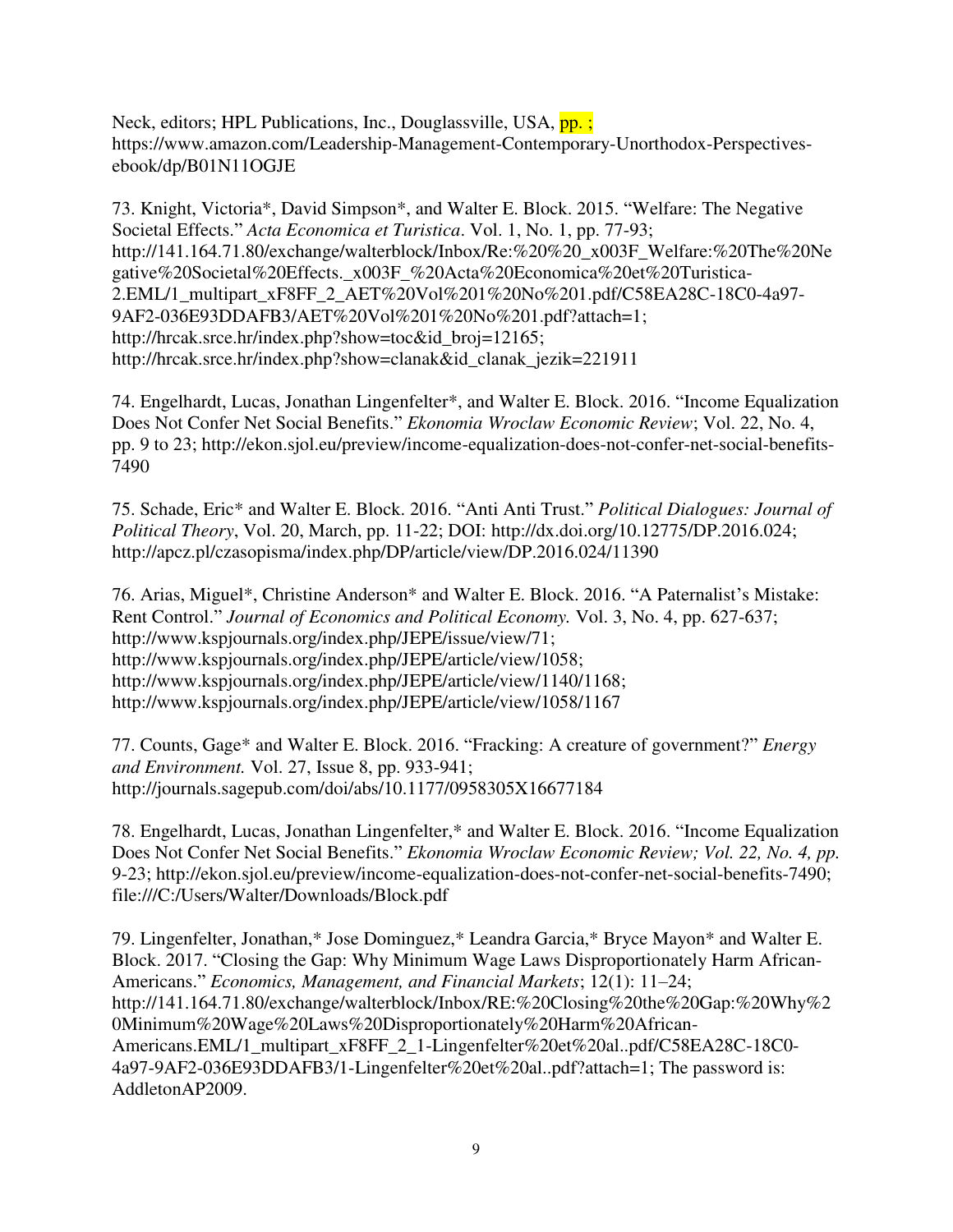Neck, editors; HPL Publications, Inc., Douglassville, USA, pp. ;
https://www.amazon.com/Leadership-Management-Contemporary-Unorthodox-Perspectives-ebook/dp/B01N11OGJE

73. Knight, Victoria*, David Simpson*, and Walter E. Block. 2015. "Welfare: The Negative Societal Effects." *Acta Economica et Turistica*. Vol. 1, No. 1, pp. 77-93; http://141.164.71.80/exchange/walterblock/Inbox/Re:%20%20_x003F_Welfare:%20The%20Negative%20Societal%20Effects._x003F_%20Acta%20Economica%20et%20Turistica-2.EML/1_multipart_xF8FF_2_AET%20Vol%201%20No%201.pdf/C58EA28C-18C0-4a97-9AF2-036E93DDAFB3/AET%20Vol%201%20No%201.pdf?attach=1; http://hrcak.srce.hr/index.php?show=toc&id_broj=12165; http://hrcak.srce.hr/index.php?show=clanak&id_clanak_jezik=221911

74. Engelhardt, Lucas, Jonathan Lingenfelter*, and Walter E. Block. 2016. "Income Equalization Does Not Confer Net Social Benefits." *Ekonomia Wroclaw Economic Review*; Vol. 22, No. 4, pp. 9 to 23; http://ekon.sjol.eu/preview/income-equalization-does-not-confer-net-social-benefits-7490

75. Schade, Eric* and Walter E. Block. 2016. "Anti Anti Trust." *Political Dialogues: Journal of Political Theory*, Vol. 20, March, pp. 11-22; DOI: http://dx.doi.org/10.12775/DP.2016.024; http://apcz.pl/czasopisma/index.php/DP/article/view/DP.2016.024/11390

76. Arias, Miguel*, Christine Anderson* and Walter E. Block. 2016. "A Paternalist's Mistake: Rent Control." *Journal of Economics and Political Economy.* Vol. 3, No. 4, pp. 627-637; http://www.kspjournals.org/index.php/JEPE/issue/view/71; http://www.kspjournals.org/index.php/JEPE/article/view/1058; http://www.kspjournals.org/index.php/JEPE/article/view/1140/1168; http://www.kspjournals.org/index.php/JEPE/article/view/1058/1167

77. Counts, Gage* and Walter E. Block. 2016. "Fracking: A creature of government?" *Energy and Environment.* Vol. 27, Issue 8, pp. 933-941; http://journals.sagepub.com/doi/abs/10.1177/0958305X16677184

78. Engelhardt, Lucas, Jonathan Lingenfelter,* and Walter E. Block. 2016. "Income Equalization Does Not Confer Net Social Benefits." *Ekonomia Wroclaw Economic Review; Vol. 22, No. 4, pp.* 9-23; http://ekon.sjol.eu/preview/income-equalization-does-not-confer-net-social-benefits-7490; file:///C:/Users/Walter/Downloads/Block.pdf

79. Lingenfelter, Jonathan,* Jose Dominguez,* Leandra Garcia,* Bryce Mayon* and Walter E. Block. 2017. "Closing the Gap: Why Minimum Wage Laws Disproportionately Harm African-Americans." *Economics, Management, and Financial Markets*; 12(1): 11–24; http://141.164.71.80/exchange/walterblock/Inbox/RE:%20Closing%20the%20Gap:%20Why%20Minimum%20Wage%20Laws%20Disproportionately%20Harm%20African-Americans.EML/1_multipart_xF8FF_2_1-Lingenfelter%20et%20al..pdf/C58EA28C-18C0-4a97-9AF2-036E93DDAFB3/1-Lingenfelter%20et%20al..pdf?attach=1; The password is: AddletonAP2009.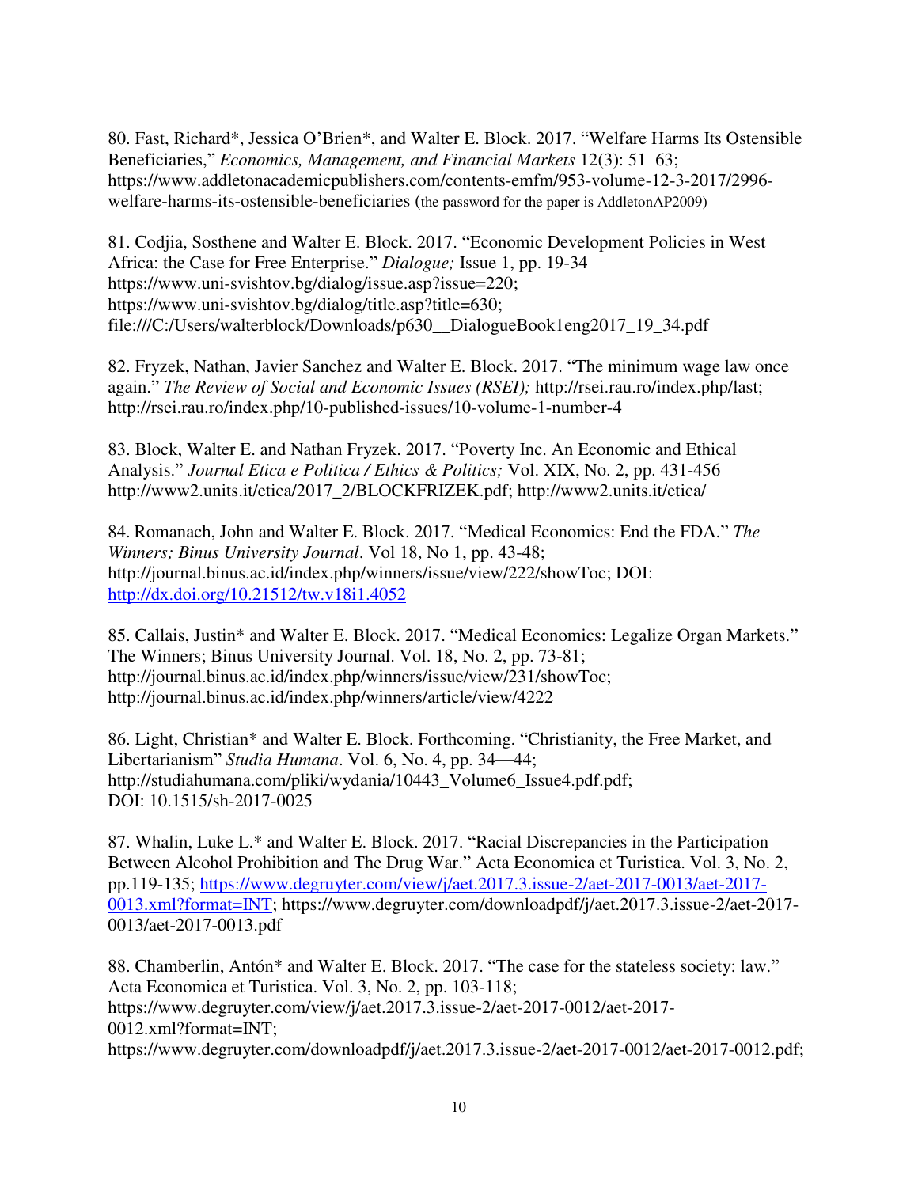80. Fast, Richard*, Jessica O'Brien*, and Walter E. Block. 2017. "Welfare Harms Its Ostensible Beneficiaries," *Economics, Management, and Financial Markets* 12(3): 51–63; https://www.addletonacademicpublishers.com/contents-emfm/953-volume-12-3-2017/2996-welfare-harms-its-ostensible-beneficiaries (the password for the paper is AddletonAP2009)

81. Codjia, Sosthene and Walter E. Block. 2017. "Economic Development Policies in West Africa: the Case for Free Enterprise." *Dialogue;* Issue 1, pp. 19-34 https://www.uni-svishtov.bg/dialog/issue.asp?issue=220; https://www.uni-svishtov.bg/dialog/title.asp?title=630; file:///C:/Users/walterblock/Downloads/p630__DialogueBook1eng2017_19_34.pdf

82. Fryzek, Nathan, Javier Sanchez and Walter E. Block. 2017. "The minimum wage law once again." *The Review of Social and Economic Issues (RSEI);* http://rsei.rau.ro/index.php/last; http://rsei.rau.ro/index.php/10-published-issues/10-volume-1-number-4

83. Block, Walter E. and Nathan Fryzek. 2017. "Poverty Inc. An Economic and Ethical Analysis." *Journal Etica e Politica / Ethics & Politics;* Vol. XIX, No. 2, pp. 431-456 http://www2.units.it/etica/2017_2/BLOCKFRIZEK.pdf; http://www2.units.it/etica/

84. Romanach, John and Walter E. Block. 2017. "Medical Economics: End the FDA." *The Winners; Binus University Journal*. Vol 18, No 1, pp. 43-48; http://journal.binus.ac.id/index.php/winners/issue/view/222/showToc; DOI: http://dx.doi.org/10.21512/tw.v18i1.4052

85. Callais, Justin* and Walter E. Block. 2017. "Medical Economics: Legalize Organ Markets." The Winners; Binus University Journal. Vol. 18, No. 2, pp. 73-81; http://journal.binus.ac.id/index.php/winners/issue/view/231/showToc; http://journal.binus.ac.id/index.php/winners/article/view/4222

86. Light, Christian* and Walter E. Block. Forthcoming. "Christianity, the Free Market, and Libertarianism" *Studia Humana*. Vol. 6, No. 4, pp. 34—44; http://studiahumana.com/pliki/wydania/10443_Volume6_Issue4.pdf.pdf; DOI: 10.1515/sh-2017-0025

87. Whalin, Luke L.* and Walter E. Block. 2017. "Racial Discrepancies in the Participation Between Alcohol Prohibition and The Drug War." Acta Economica et Turistica. Vol. 3, No. 2, pp.119-135; https://www.degruyter.com/view/j/aet.2017.3.issue-2/aet-2017-0013/aet-2017-0013.xml?format=INT; https://www.degruyter.com/downloadpdf/j/aet.2017.3.issue-2/aet-2017-0013/aet-2017-0013.pdf

88. Chamberlin, Antón* and Walter E. Block. 2017. "The case for the stateless society: law." Acta Economica et Turistica. Vol. 3, No. 2, pp. 103-118; https://www.degruyter.com/view/j/aet.2017.3.issue-2/aet-2017-0012/aet-2017-0012.xml?format=INT; https://www.degruyter.com/downloadpdf/j/aet.2017.3.issue-2/aet-2017-0012/aet-2017-0012.pdf;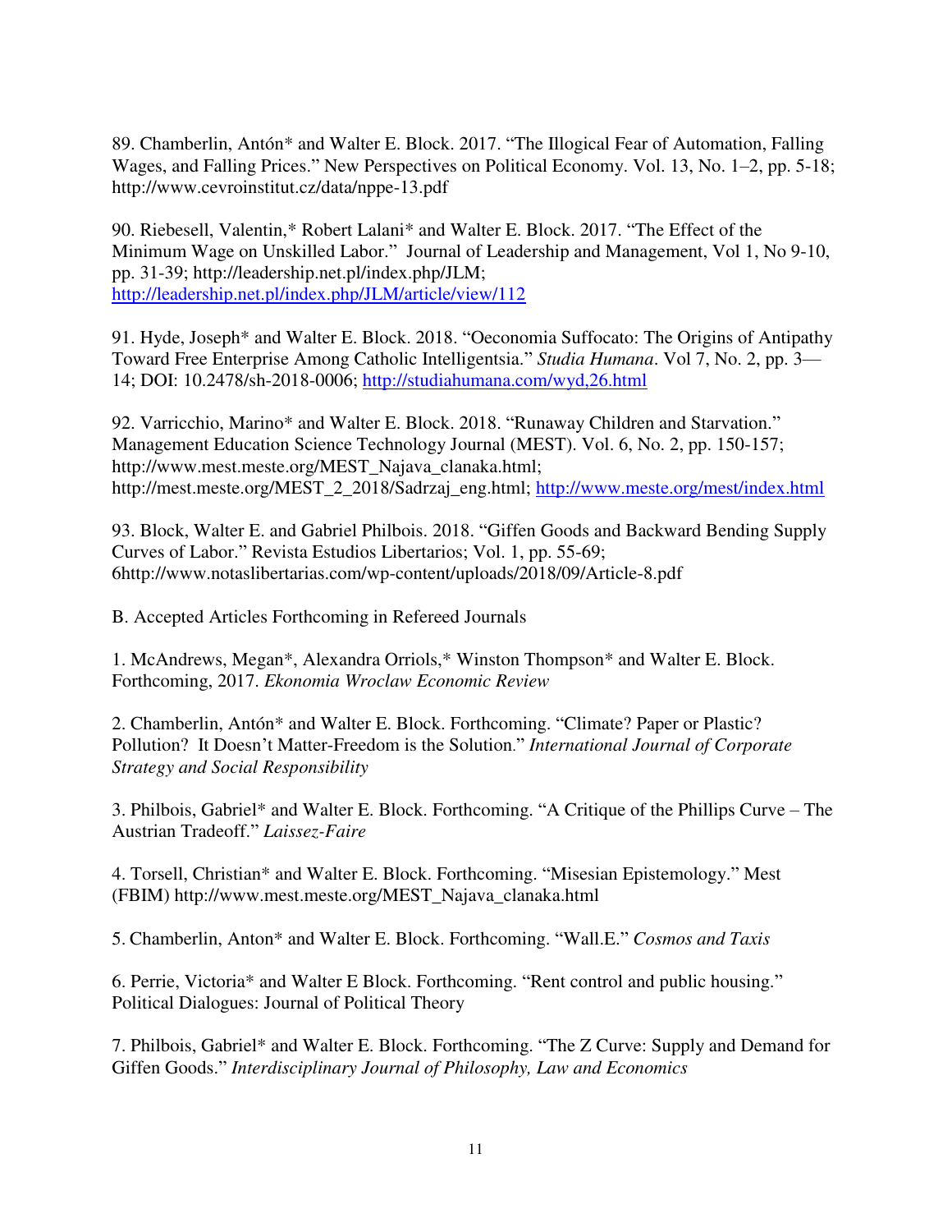89. Chamberlin, Antón* and Walter E. Block. 2017. "The Illogical Fear of Automation, Falling Wages, and Falling Prices." New Perspectives on Political Economy. Vol. 13, No. 1–2, pp. 5-18; http://www.cevroinstitut.cz/data/nppe-13.pdf

90. Riebesell, Valentin,* Robert Lalani* and Walter E. Block. 2017. "The Effect of the Minimum Wage on Unskilled Labor." Journal of Leadership and Management, Vol 1, No 9-10, pp. 31-39; http://leadership.net.pl/index.php/JLM; http://leadership.net.pl/index.php/JLM/article/view/112

91. Hyde, Joseph* and Walter E. Block. 2018. "Oeconomia Suffocato: The Origins of Antipathy Toward Free Enterprise Among Catholic Intelligentsia." *Studia Humana*. Vol 7, No. 2, pp. 3—14; DOI: 10.2478/sh-2018-0006; http://studiahumana.com/wyd,26.html

92. Varricchio, Marino* and Walter E. Block. 2018. "Runaway Children and Starvation." Management Education Science Technology Journal (MEST). Vol. 6, No. 2, pp. 150-157; http://www.mest.meste.org/MEST_Najava_clanaka.html; http://mest.meste.org/MEST_2_2018/Sadrzaj_eng.html; http://www.meste.org/mest/index.html

93. Block, Walter E. and Gabriel Philbois. 2018. "Giffen Goods and Backward Bending Supply Curves of Labor." Revista Estudios Libertarios; Vol. 1, pp. 55-69; 6http://www.notaslibertarias.com/wp-content/uploads/2018/09/Article-8.pdf

B. Accepted Articles Forthcoming in Refereed Journals

1. McAndrews, Megan*, Alexandra Orriols,* Winston Thompson* and Walter E. Block. Forthcoming, 2017. *Ekonomia Wroclaw Economic Review*

2. Chamberlin, Antón* and Walter E. Block. Forthcoming. "Climate? Paper or Plastic? Pollution? It Doesn't Matter-Freedom is the Solution." *International Journal of Corporate Strategy and Social Responsibility*

3. Philbois, Gabriel* and Walter E. Block. Forthcoming. "A Critique of the Phillips Curve – The Austrian Tradeoff." *Laissez-Faire*

4. Torsell, Christian* and Walter E. Block. Forthcoming. "Misesian Epistemology." Mest (FBIM) http://www.mest.meste.org/MEST_Najava_clanaka.html

5. Chamberlin, Anton* and Walter E. Block. Forthcoming. "Wall.E." *Cosmos and Taxis*

6. Perrie, Victoria* and Walter E Block. Forthcoming. "Rent control and public housing." Political Dialogues: Journal of Political Theory

7. Philbois, Gabriel* and Walter E. Block. Forthcoming. "The Z Curve: Supply and Demand for Giffen Goods." *Interdisciplinary Journal of Philosophy, Law and Economics*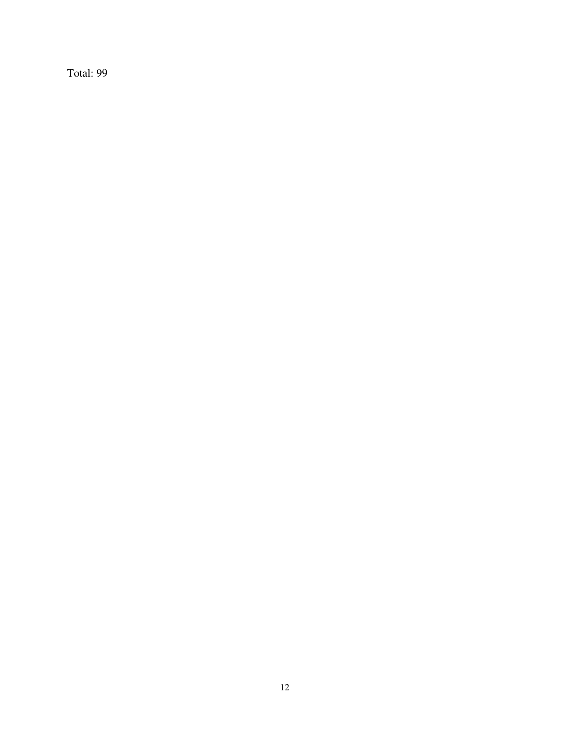Total: 99